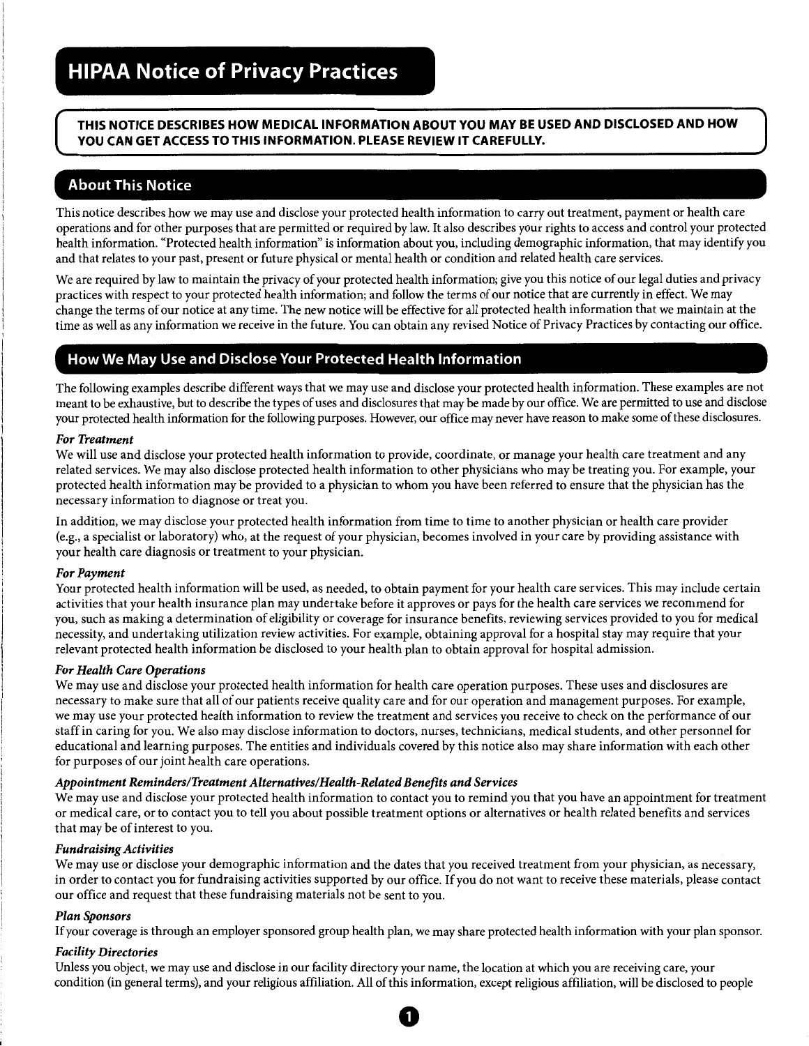# HIPAA Notice of Privacy Practices

**THIS NOTICE DESCRIBES HOW MEDICAL INFORMATION ABOUT YOU MAY BE USED AND DISCLOSED AND HOW YOU CAN GET ACCESS TO THIS INFORMATION. PLEASE REVIEW IT CAREFULLY.**

## About This Notice

This notice describes how we may use and disclose your protected health information to carry out treatment, payment or health care operations and for other purposes that are permitted or required by law. It also describes your rights to access and control your protected health information. "Protected health information" is information about you, including demographic information, that may identify you and that relates to your past, present or future physical or mental health or condition and related health care services.

We are required by law to maintain the privacy of your protected health information; give you this notice of our legal duties and privacy practices with respect to your protected health information; and follow the terms of our notice that are currently in effect. We may change the terms of our notice at any time. The new notice will be effective for all protected health information that we maintain at the time as well as any information we receive in the future. You can obtain any revised Notice of Privacy Practices by contacting our office.

## How We May Use and Disclose Your Protected Health Information

The following examples describe different ways that we may use and disclose your protected health information. These examples are not meant to be exhaustive, but to describe the types of uses and disclosures that may be made by our office. We are permitted to use and disclose your protected health information for the following purposes. However, our office may never have reason to make some of these disclosures.

***For Treatment***
We will use and disclose your protected health information to provide, coordinate, or manage your health care treatment and any related services. We may also disclose protected health information to other physicians who may be treating you. For example, your protected health information may be provided to a physician to whom you have been referred to ensure that the physician has the necessary information to diagnose or treat you.

In addition, we may disclose your protected health information from time to time to another physician or health care provider (e.g., a specialist or laboratory) who, at the request of your physician, becomes involved in your care by providing assistance with your health care diagnosis or treatment to your physician.

***For Payment***
Your protected health information will be used, as needed, to obtain payment for your health care services. This may include certain activities that your health insurance plan may undertake before it approves or pays for the health care services we recommend for you, such as making a determination of eligibility or coverage for insurance benefits, reviewing services provided to you for medical necessity, and undertaking utilization review activities. For example, obtaining approval for a hospital stay may require that your relevant protected health information be disclosed to your health plan to obtain approval for hospital admission.

***For Health Care Operations***
We may use and disclose your protected health information for health care operation purposes. These uses and disclosures are necessary to make sure that all of our patients receive quality care and for our operation and management purposes. For example, we may use your protected health information to review the treatment and services you receive to check on the performance of our staff in caring for you. We also may disclose information to doctors, nurses, technicians, medical students, and other personnel for educational and learning purposes. The entities and individuals covered by this notice also may share information with each other for purposes of our joint health care operations.

***Appointment Reminders/Treatment Alternatives/Health-Related Benefits and Services***
We may use and disclose your protected health information to contact you to remind you that you have an appointment for treatment or medical care, or to contact you to tell you about possible treatment options or alternatives or health related benefits and services that may be of interest to you.

***Fundraising Activities***
We may use or disclose your demographic information and the dates that you received treatment from your physician, as necessary, in order to contact you for fundraising activities supported by our office. If you do not want to receive these materials, please contact our office and request that these fundraising materials not be sent to you.

***Plan Sponsors***
If your coverage is through an employer sponsored group health plan, we may share protected health information with your plan sponsor.

***Facility Directories***
Unless you object, we may use and disclose in our facility directory your name, the location at which you are receiving care, your condition (in general terms), and your religious affiliation. All of this information, except religious affiliation, will be disclosed to people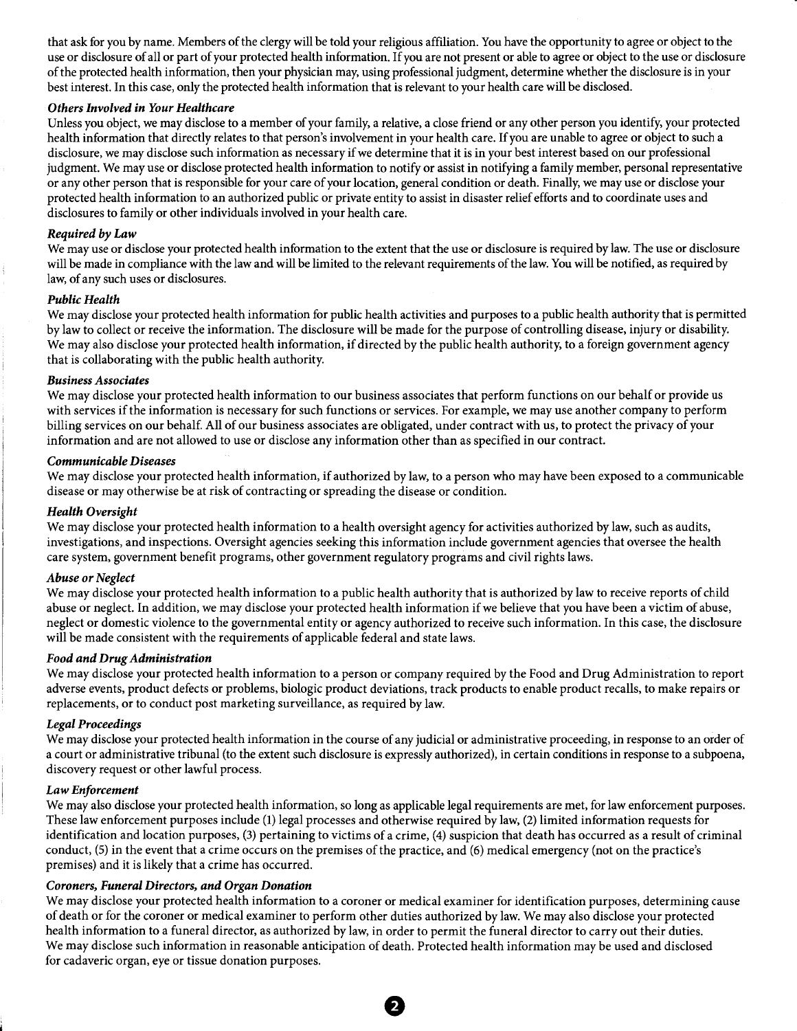that ask for you by name. Members of the clergy will be told your religious affiliation. You have the opportunity to agree or object to the use or disclosure of all or part of your protected health information. If you are not present or able to agree or object to the use or disclosure of the protected health information, then your physician may, using professional judgment, determine whether the disclosure is in your best interest. In this case, only the protected health information that is relevant to your health care will be disclosed.

***Others Involved in Your Healthcare***

Unless you object, we may disclose to a member of your family, a relative, a close friend or any other person you identify, your protected health information that directly relates to that person's involvement in your health care. If you are unable to agree or object to such a disclosure, we may disclose such information as necessary if we determine that it is in your best interest based on our professional judgment. We may use or disclose protected health information to notify or assist in notifying a family member, personal representative or any other person that is responsible for your care of your location, general condition or death. Finally, we may use or disclose your protected health information to an authorized public or private entity to assist in disaster relief efforts and to coordinate uses and disclosures to family or other individuals involved in your health care.

***Required by Law***

We may use or disclose your protected health information to the extent that the use or disclosure is required by law. The use or disclosure will be made in compliance with the law and will be limited to the relevant requirements of the law. You will be notified, as required by law, of any such uses or disclosures.

***Public Health***

We may disclose your protected health information for public health activities and purposes to a public health authority that is permitted by law to collect or receive the information. The disclosure will be made for the purpose of controlling disease, injury or disability. We may also disclose your protected health information, if directed by the public health authority, to a foreign government agency that is collaborating with the public health authority.

***Business Associates***

We may disclose your protected health information to our business associates that perform functions on our behalf or provide us with services if the information is necessary for such functions or services. For example, we may use another company to perform billing services on our behalf. All of our business associates are obligated, under contract with us, to protect the privacy of your information and are not allowed to use or disclose any information other than as specified in our contract.

***Communicable Diseases***

We may disclose your protected health information, if authorized by law, to a person who may have been exposed to a communicable disease or may otherwise be at risk of contracting or spreading the disease or condition.

***Health Oversight***

We may disclose your protected health information to a health oversight agency for activities authorized by law, such as audits, investigations, and inspections. Oversight agencies seeking this information include government agencies that oversee the health care system, government benefit programs, other government regulatory programs and civil rights laws.

***Abuse or Neglect***

We may disclose your protected health information to a public health authority that is authorized by law to receive reports of child abuse or neglect. In addition, we may disclose your protected health information if we believe that you have been a victim of abuse, neglect or domestic violence to the governmental entity or agency authorized to receive such information. In this case, the disclosure will be made consistent with the requirements of applicable federal and state laws.

***Food and Drug Administration***

We may disclose your protected health information to a person or company required by the Food and Drug Administration to report adverse events, product defects or problems, biologic product deviations, track products to enable product recalls, to make repairs or replacements, or to conduct post marketing surveillance, as required by law.

***Legal Proceedings***

We may disclose your protected health information in the course of any judicial or administrative proceeding, in response to an order of a court or administrative tribunal (to the extent such disclosure is expressly authorized), in certain conditions in response to a subpoena, discovery request or other lawful process.

***Law Enforcement***

We may also disclose your protected health information, so long as applicable legal requirements are met, for law enforcement purposes. These law enforcement purposes include (1) legal processes and otherwise required by law, (2) limited information requests for identification and location purposes, (3) pertaining to victims of a crime, (4) suspicion that death has occurred as a result of criminal conduct, (5) in the event that a crime occurs on the premises of the practice, and (6) medical emergency (not on the practice's premises) and it is likely that a crime has occurred.

***Coroners, Funeral Directors, and Organ Donation***

We may disclose your protected health information to a coroner or medical examiner for identification purposes, determining cause of death or for the coroner or medical examiner to perform other duties authorized by law. We may also disclose your protected health information to a funeral director, as authorized by law, in order to permit the funeral director to carry out their duties. We may disclose such information in reasonable anticipation of death. Protected health information may be used and disclosed for cadaveric organ, eye or tissue donation purposes.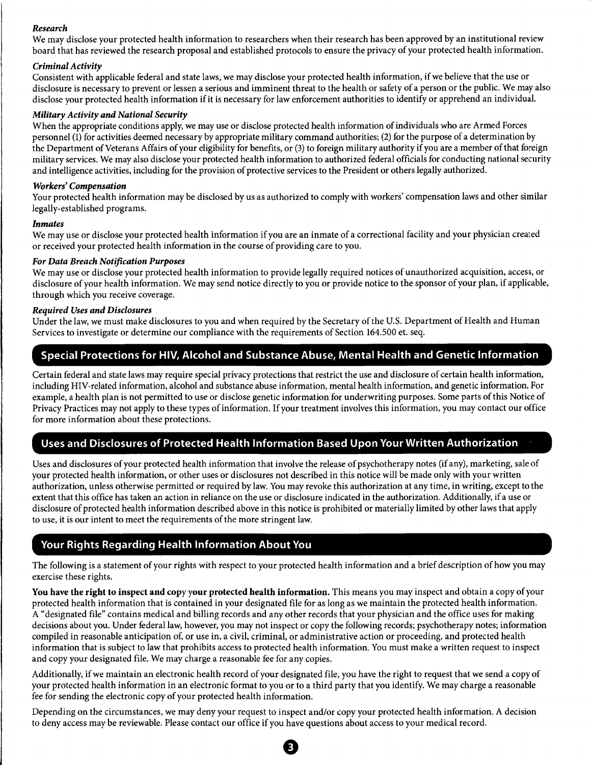***Research***

We may disclose your protected health information to researchers when their research has been approved by an institutional review board that has reviewed the research proposal and established protocols to ensure the privacy of your protected health information.

***Criminal Activity***

Consistent with applicable federal and state laws, we may disclose your protected health information, if we believe that the use or disclosure is necessary to prevent or lessen a serious and imminent threat to the health or safety of a person or the public. We may also disclose your protected health information if it is necessary for law enforcement authorities to identify or apprehend an individual.

***Military Activity and National Security***

When the appropriate conditions apply, we may use or disclose protected health information of individuals who are Armed Forces personnel (1) for activities deemed necessary by appropriate military command authorities; (2) for the purpose of a determination by the Department of Veterans Affairs of your eligibility for benefits, or (3) to foreign military authority if you are a member of that foreign military services. We may also disclose your protected health information to authorized federal officials for conducting national security and intelligence activities, including for the provision of protective services to the President or others legally authorized.

***Workers' Compensation***

Your protected health information may be disclosed by us as authorized to comply with workers' compensation laws and other similar legally-established programs.

***Inmates***

We may use or disclose your protected health information if you are an inmate of a correctional facility and your physician created or received your protected health information in the course of providing care to you.

***For Data Breach Notification Purposes***

We may use or disclose your protected health information to provide legally required notices of unauthorized acquisition, access, or disclosure of your health information. We may send notice directly to you or provide notice to the sponsor of your plan, if applicable, through which you receive coverage.

***Required Uses and Disclosures***

Under the law, we must make disclosures to you and when required by the Secretary of the U.S. Department of Health and Human Services to investigate or determine our compliance with the requirements of Section 164.500 et. seq.

## Special Protections for HIV, Alcohol and Substance Abuse, Mental Health and Genetic Information

Certain federal and state laws may require special privacy protections that restrict the use and disclosure of certain health information, including HIV-related information, alcohol and substance abuse information, mental health information, and genetic information. For example, a health plan is not permitted to use or disclose genetic information for underwriting purposes. Some parts of this Notice of Privacy Practices may not apply to these types of information. If your treatment involves this information, you may contact our office for more information about these protections.

## Uses and Disclosures of Protected Health Information Based Upon Your Written Authorization

Uses and disclosures of your protected health information that involve the release of psychotherapy notes (if any), marketing, sale of your protected health information, or other uses or disclosures not described in this notice will be made only with your written authorization, unless otherwise permitted or required by law. You may revoke this authorization at any time, in writing, except to the extent that this office has taken an action in reliance on the use or disclosure indicated in the authorization. Additionally, if a use or disclosure of protected health information described above in this notice is prohibited or materially limited by other laws that apply to use, it is our intent to meet the requirements of the more stringent law.

## Your Rights Regarding Health Information About You

The following is a statement of your rights with respect to your protected health information and a brief description of how you may exercise these rights.

**You have the right to inspect and copy your protected health information.** This means you may inspect and obtain a copy of your protected health information that is contained in your designated file for as long as we maintain the protected health information. A "designated file" contains medical and billing records and any other records that your physician and the office uses for making decisions about you. Under federal law, however, you may not inspect or copy the following records; psychotherapy notes; information compiled in reasonable anticipation of, or use in, a civil, criminal, or administrative action or proceeding, and protected health information that is subject to law that prohibits access to protected health information. You must make a written request to inspect and copy your designated file. We may charge a reasonable fee for any copies.

Additionally, if we maintain an electronic health record of your designated file, you have the right to request that we send a copy of your protected health information in an electronic format to you or to a third party that you identify. We may charge a reasonable fee for sending the electronic copy of your protected health information.

Depending on the circumstances, we may deny your request to inspect and/or copy your protected health information. A decision to deny access may be reviewable. Please contact our office if you have questions about access to your medical record.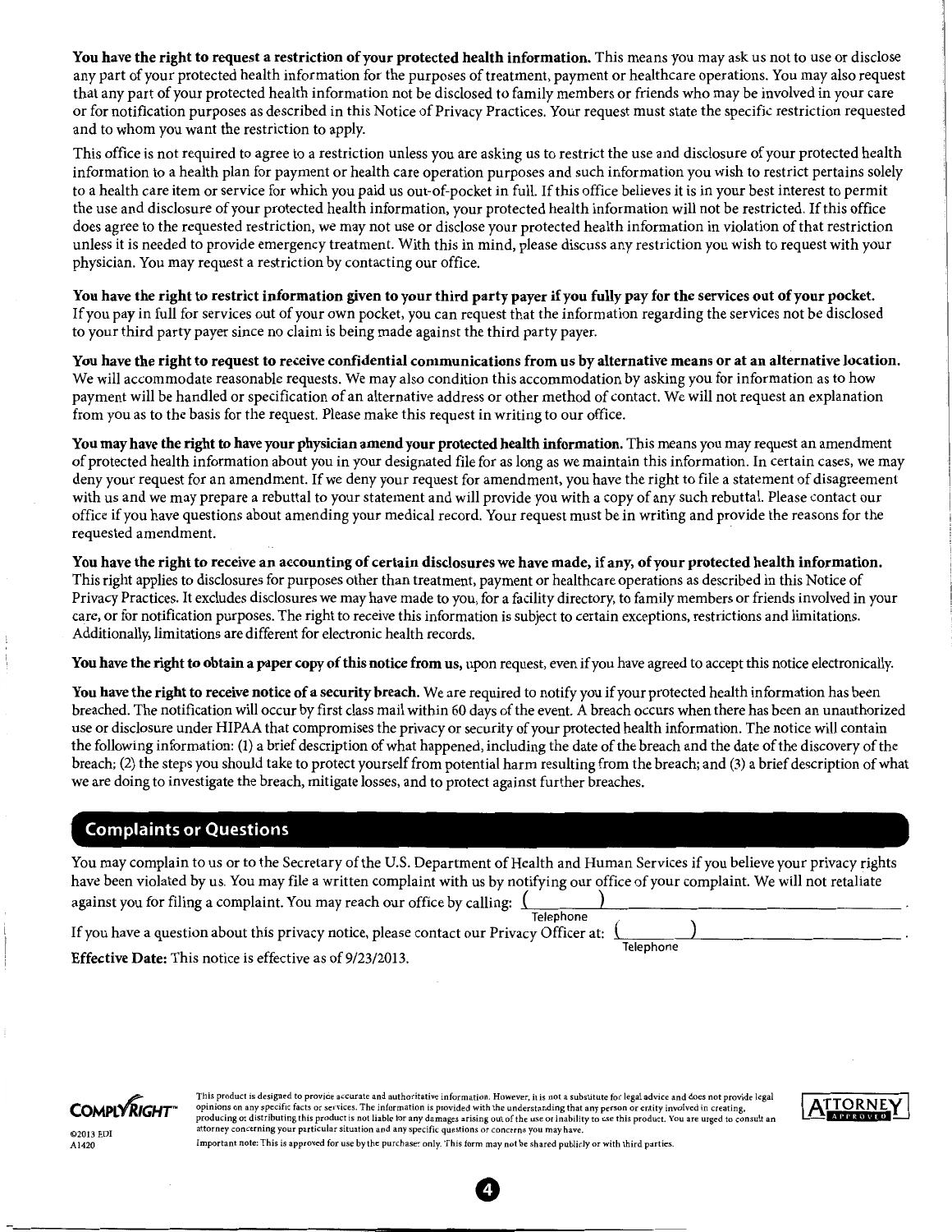**You have the right to request a restriction of your protected health information.** This means you may ask us not to use or disclose any part of your protected health information for the purposes of treatment, payment or healthcare operations. You may also request that any part of your protected health information not be disclosed to family members or friends who may be involved in your care or for notification purposes as described in this Notice of Privacy Practices. Your request must state the specific restriction requested and to whom you want the restriction to apply.

This office is not required to agree to a restriction unless you are asking us to restrict the use and disclosure of your protected health information to a health plan for payment or health care operation purposes and such information you wish to restrict pertains solely to a health care item or service for which you paid us out-of-pocket in full. If this office believes it is in your best interest to permit the use and disclosure of your protected health information, your protected health information will not be restricted. If this office does agree to the requested restriction, we may not use or disclose your protected health information in violation of that restriction unless it is needed to provide emergency treatment. With this in mind, please discuss any restriction you wish to request with your physician. You may request a restriction by contacting our office.

**You have the right to restrict information given to your third party payer if you fully pay for the services out of your pocket.** If you pay in full for services out of your own pocket, you can request that the information regarding the services not be disclosed to your third party payer since no claim is being made against the third party payer.

**You have the right to request to receive confidential communications from us by alternative means or at an alternative location.** We will accommodate reasonable requests. We may also condition this accommodation by asking you for information as to how payment will be handled or specification of an alternative address or other method of contact. We will not request an explanation from you as to the basis for the request. Please make this request in writing to our office.

**You may have the right to have your physician amend your protected health information.** This means you may request an amendment of protected health information about you in your designated file for as long as we maintain this information. In certain cases, we may deny your request for an amendment. If we deny your request for amendment, you have the right to file a statement of disagreement with us and we may prepare a rebuttal to your statement and will provide you with a copy of any such rebuttal. Please contact our office if you have questions about amending your medical record. Your request must be in writing and provide the reasons for the requested amendment.

**You have the right to receive an accounting of certain disclosures we have made, if any, of your protected health information.** This right applies to disclosures for purposes other than treatment, payment or healthcare operations as described in this Notice of Privacy Practices. It excludes disclosures we may have made to you, for a facility directory, to family members or friends involved in your care, or for notification purposes. The right to receive this information is subject to certain exceptions, restrictions and limitations. Additionally, limitations are different for electronic health records.

**You have the right to obtain a paper copy of this notice from us,** upon request, even if you have agreed to accept this notice electronically.

**You have the right to receive notice of a security breach.** We are required to notify you if your protected health information has been breached. The notification will occur by first class mail within 60 days of the event. A breach occurs when there has been an unauthorized use or disclosure under HIPAA that compromises the privacy or security of your protected health information. The notice will contain the following information: (1) a brief description of what happened, including the date of the breach and the date of the discovery of the breach; (2) the steps you should take to protect yourself from potential harm resulting from the breach; and (3) a brief description of what we are doing to investigate the breach, mitigate losses, and to protect against further breaches.

## Complaints or Questions

You may complain to us or to the Secretary of the U.S. Department of Health and Human Services if you believe your privacy rights have been violated by us. You may file a written complaint with us by notifying our office of your complaint. We will not retaliate against you for filing a complaint. You may reach our office by calling: (\_\_\_\_\_) \_\_\_\_\_\_\_\_\_\_\_\_\_\_\_\_\_\_\_\_.
Telephone

If you have a question about this privacy notice, please contact our Privacy Officer at: (\_\_\_\_\_) \_\_\_\_\_\_\_\_\_\_\_\_\_\_\_\_\_\_\_\_.
Telephone

**Effective Date:** This notice is effective as of 9/23/2013.

COMPLYRIGHT™

©2013 EDI
A1420

This product is designed to provide accurate and authoritative information. However, it is not a substitute for legal advice and does not provide legal opinions on any specific facts or services. The information is provided with the understanding that any person or entity involved in creating, producing or distributing this product is not liable for any damages arising out of the use or inability to use this product. You are urged to consult an attorney concerning your particular situation and any specific questions or concerns you may have.

Important note: This is approved for use by the purchaser only. This form may not be shared publicly or with third parties.

ATTORNEY APPROVED